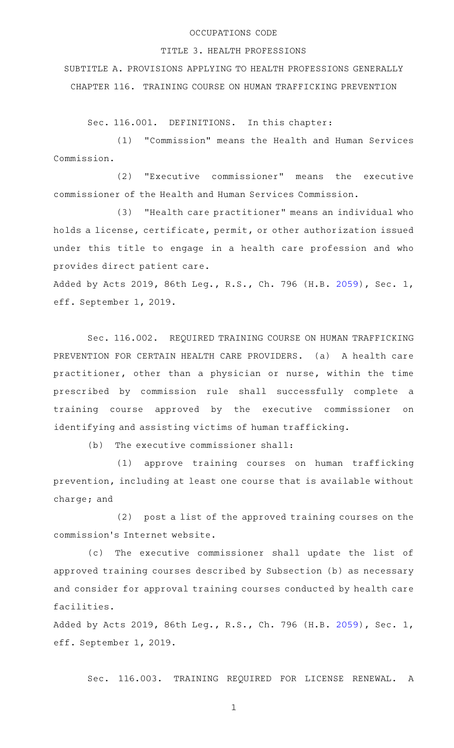OCCUPATIONS CODE

TITLE 3. HEALTH PROFESSIONS

SUBTITLE A. PROVISIONS APPLYING TO HEALTH PROFESSIONS GENERALLY

CHAPTER 116. TRAINING COURSE ON HUMAN TRAFFICKING PREVENTION

Sec. 116.001. DEFINITIONS. In this chapter:

(1) "Commission" means the Health and Human Services Commission.

(2) "Executive commissioner" means the executive commissioner of the Health and Human Services Commission.

(3) "Health care practitioner" means an individual who holds a license, certificate, permit, or other authorization issued under this title to engage in a health care profession and who provides direct patient care.

Added by Acts 2019, 86th Leg., R.S., Ch. 796 (H.B. 2059), Sec. 1, eff. September 1, 2019.

Sec. 116.002. REQUIRED TRAINING COURSE ON HUMAN TRAFFICKING PREVENTION FOR CERTAIN HEALTH CARE PROVIDERS. (a) A health care practitioner, other than a physician or nurse, within the time prescribed by commission rule shall successfully complete a training course approved by the executive commissioner on identifying and assisting victims of human trafficking.

(b) The executive commissioner shall:

(1) approve training courses on human trafficking prevention, including at least one course that is available without charge; and

(2) post a list of the approved training courses on the commission's Internet website.

(c) The executive commissioner shall update the list of approved training courses described by Subsection (b) as necessary and consider for approval training courses conducted by health care facilities.

Added by Acts 2019, 86th Leg., R.S., Ch. 796 (H.B. 2059), Sec. 1, eff. September 1, 2019.

Sec. 116.003. TRAINING REQUIRED FOR LICENSE RENEWAL. A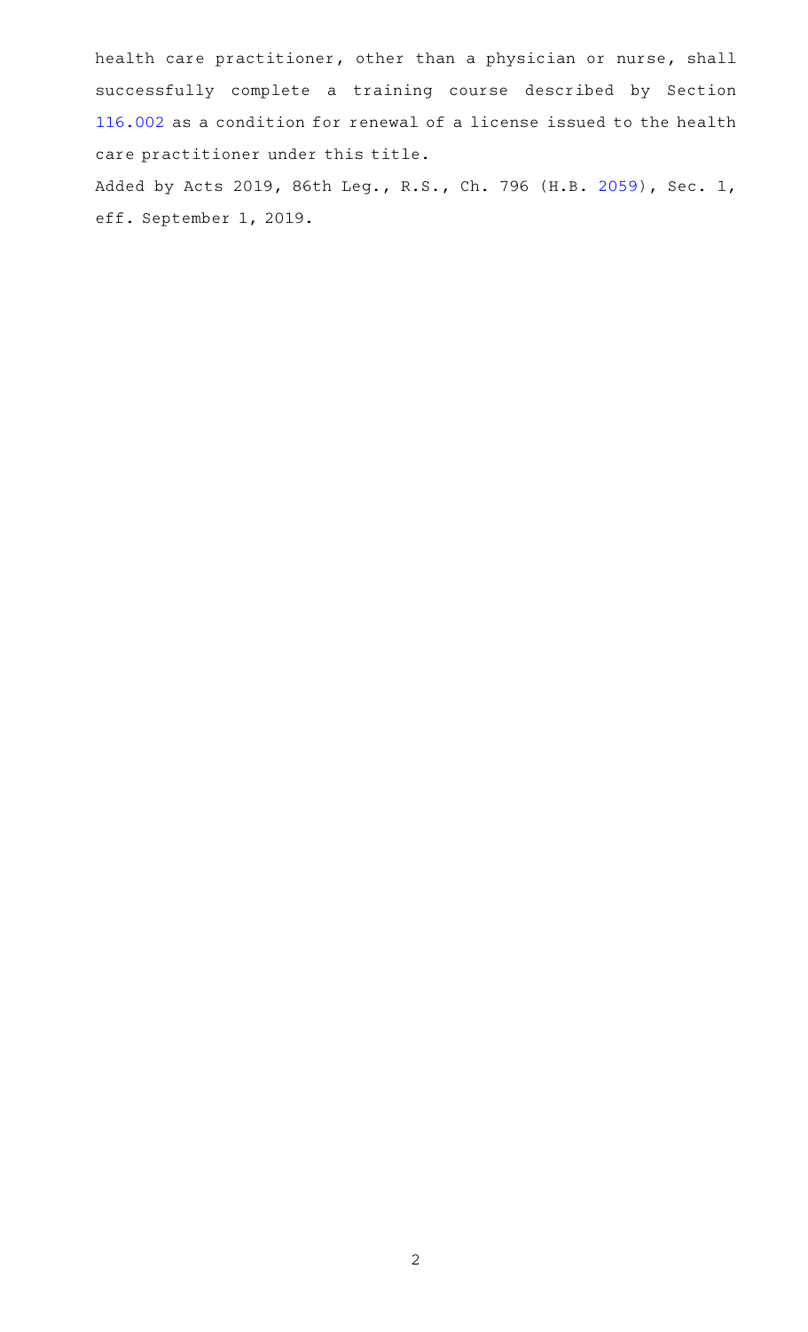health care practitioner, other than a physician or nurse, shall successfully complete a training course described by Section 116.002 as a condition for renewal of a license issued to the health care practitioner under this title.

Added by Acts 2019, 86th Leg., R.S., Ch. 796 (H.B. 2059), Sec. 1, eff. September 1, 2019.